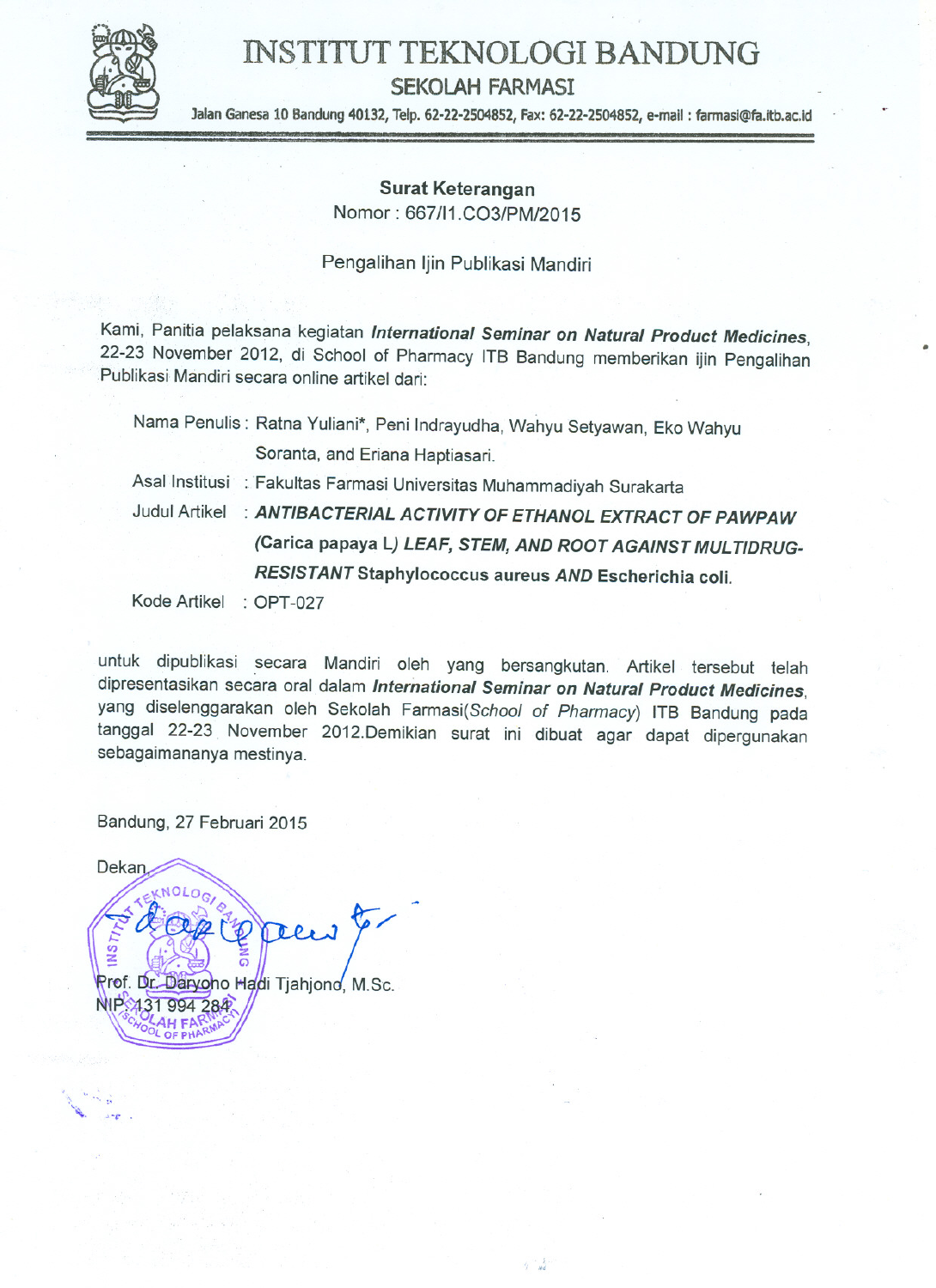# INSTITUT TEKNOLOGI BANDUNG

## SEKOLAH FARMASI

Jalan Ganesa 10 Bandung 40132, Telp. 62-22-2504852, Fax: 62-22-2504852, e-mail : farmasi@fa.itb.ac.id

---

**Surat Keterangan**
Nomor : 667/I1.CO3/PM/2015

Pengalihan Ijin Publikasi Mandiri

Kami, Panitia pelaksana kegiatan ***International Seminar on Natural Product Medicines***, 22-23 November 2012, di School of Pharmacy ITB Bandung memberikan ijin Pengalihan Publikasi Mandiri secara online artikel dari:

| | |
|---|---|
| Nama Penulis | : Ratna Yuliani*, Peni Indrayudha, Wahyu Setyawan, Eko Wahyu Soranta, and Eriana Haptiasari. |
| Asal Institusi | : Fakultas Farmasi Universitas Muhammadiyah Surakarta |
| Judul Artikel | : ***ANTIBACTERIAL ACTIVITY OF ETHANOL EXTRACT OF PAWPAW*** **(Carica papaya L)** ***LEAF, STEM, AND ROOT AGAINST MULTIDRUG-RESISTANT*** **Staphylococcus aureus** ***AND*** **Escherichia coli.** |
| Kode Artikel | : OPT-027 |

untuk dipublikasi secara Mandiri oleh yang bersangkutan. Artikel tersebut telah dipresentasikan secara oral dalam ***International Seminar on Natural Product Medicines***, yang diselenggarakan oleh Sekolah Farmasi(*School of Pharmacy*) ITB Bandung pada tanggal 22-23 November 2012.Demikian surat ini dibuat agar dapat dipergunakan sebagaimananya mestinya.

Bandung, 27 Februari 2015

Dekan

Prof. Dr. Daryono Hadi Tjahjono, M.Sc.
NIP. 131 994 284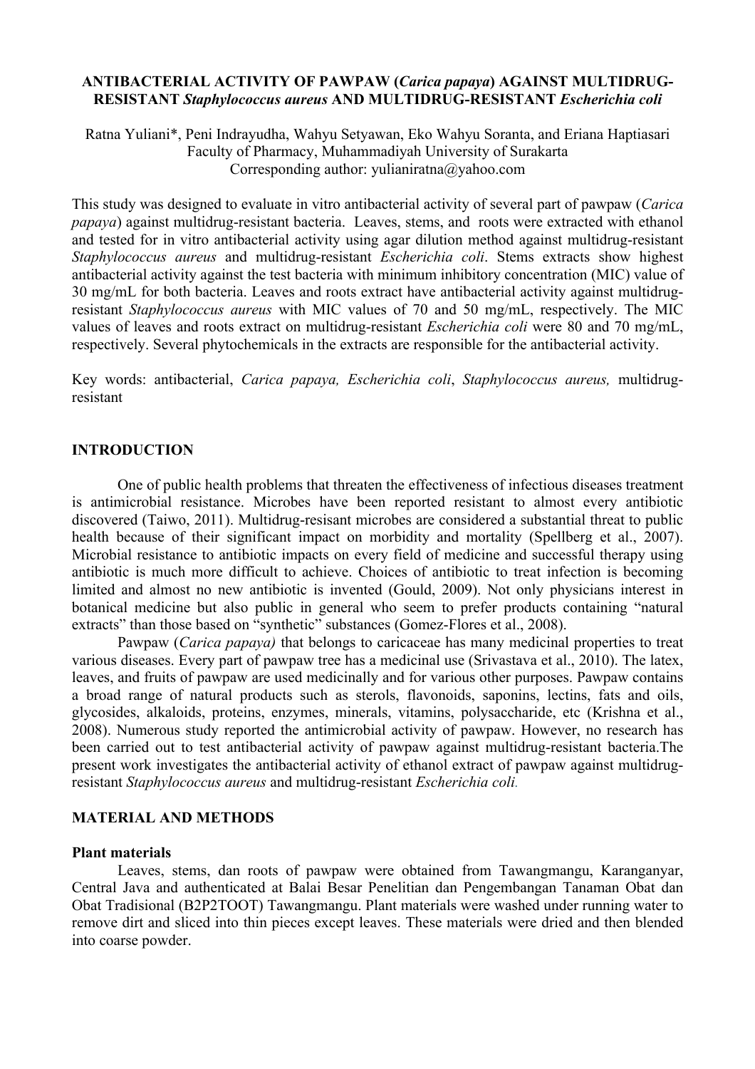**ANTIBACTERIAL ACTIVITY OF PAWPAW (*Carica papaya*) AGAINST MULTIDRUG-RESISTANT *Staphylococcus aureus* AND MULTIDRUG-RESISTANT *Escherichia coli***

Ratna Yuliani*, Peni Indrayudha, Wahyu Setyawan, Eko Wahyu Soranta, and Eriana Haptiasari
Faculty of Pharmacy, Muhammadiyah University of Surakarta
Corresponding author: yulianiratna@yahoo.com

This study was designed to evaluate in vitro antibacterial activity of several part of pawpaw (*Carica papaya*) against multidrug-resistant bacteria. Leaves, stems, and roots were extracted with ethanol and tested for in vitro antibacterial activity using agar dilution method against multidrug-resistant *Staphylococcus aureus* and multidrug-resistant *Escherichia coli*. Stems extracts show highest antibacterial activity against the test bacteria with minimum inhibitory concentration (MIC) value of 30 mg/mL for both bacteria. Leaves and roots extract have antibacterial activity against multidrug-resistant *Staphylococcus aureus* with MIC values of 70 and 50 mg/mL, respectively. The MIC values of leaves and roots extract on multidrug-resistant *Escherichia coli* were 80 and 70 mg/mL, respectively. Several phytochemicals in the extracts are responsible for the antibacterial activity.

Key words: antibacterial, *Carica papaya, Escherichia coli*, *Staphylococcus aureus,* multidrug-resistant

## INTRODUCTION

One of public health problems that threaten the effectiveness of infectious diseases treatment is antimicrobial resistance. Microbes have been reported resistant to almost every antibiotic discovered (Taiwo, 2011). Multidrug-resisant microbes are considered a substantial threat to public health because of their significant impact on morbidity and mortality (Spellberg et al., 2007). Microbial resistance to antibiotic impacts on every field of medicine and successful therapy using antibiotic is much more difficult to achieve. Choices of antibiotic to treat infection is becoming limited and almost no new antibiotic is invented (Gould, 2009). Not only physicians interest in botanical medicine but also public in general who seem to prefer products containing "natural extracts" than those based on "synthetic" substances (Gomez-Flores et al., 2008).

Pawpaw (*Carica papaya)* that belongs to caricaceae has many medicinal properties to treat various diseases. Every part of pawpaw tree has a medicinal use (Srivastava et al., 2010). The latex, leaves, and fruits of pawpaw are used medicinally and for various other purposes. Pawpaw contains a broad range of natural products such as sterols, flavonoids, saponins, lectins, fats and oils, glycosides, alkaloids, proteins, enzymes, minerals, vitamins, polysaccharide, etc (Krishna et al., 2008). Numerous study reported the antimicrobial activity of pawpaw. However, no research has been carried out to test antibacterial activity of pawpaw against multidrug-resistant bacteria.The present work investigates the antibacterial activity of ethanol extract of pawpaw against multidrug-resistant *Staphylococcus aureus* and multidrug-resistant *Escherichia coli.*

## MATERIAL AND METHODS

### Plant materials

Leaves, stems, dan roots of pawpaw were obtained from Tawangmangu, Karanganyar, Central Java and authenticated at Balai Besar Penelitian dan Pengembangan Tanaman Obat dan Obat Tradisional (B2P2TOOT) Tawangmangu. Plant materials were washed under running water to remove dirt and sliced into thin pieces except leaves. These materials were dried and then blended into coarse powder.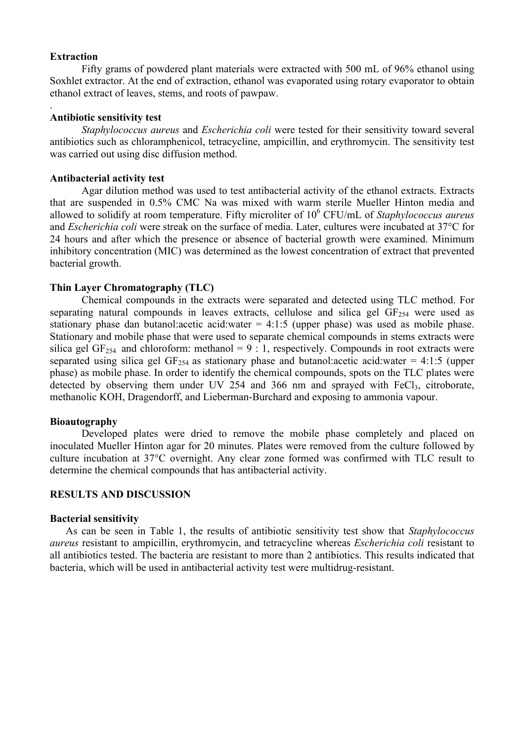**Extraction**

Fifty grams of powdered plant materials were extracted with 500 mL of 96% ethanol using Soxhlet extractor. At the end of extraction, ethanol was evaporated using rotary evaporator to obtain ethanol extract of leaves, stems, and roots of pawpaw.

.

**Antibiotic sensitivity test**

*Staphylococcus aureus* and *Escherichia coli* were tested for their sensitivity toward several antibiotics such as chloramphenicol, tetracycline, ampicillin, and erythromycin. The sensitivity test was carried out using disc diffusion method.

**Antibacterial activity test**

Agar dilution method was used to test antibacterial activity of the ethanol extracts. Extracts that are suspended in 0.5% CMC Na was mixed with warm sterile Mueller Hinton media and allowed to solidify at room temperature. Fifty microliter of $10^6$ CFU/mL of *Staphylococcus aureus* and *Escherichia coli* were streak on the surface of media. Later, cultures were incubated at 37°C for 24 hours and after which the presence or absence of bacterial growth were examined. Minimum inhibitory concentration (MIC) was determined as the lowest concentration of extract that prevented bacterial growth.

**Thin Layer Chromatography (TLC)**

Chemical compounds in the extracts were separated and detected using TLC method. For separating natural compounds in leaves extracts, cellulose and silica gel $GF_{254}$ were used as stationary phase dan butanol:acetic acid:water = 4:1:5 (upper phase) was used as mobile phase. Stationary and mobile phase that were used to separate chemical compounds in stems extracts were silica gel $GF_{254}$ and chloroform: methanol = 9 : 1, respectively. Compounds in root extracts were separated using silica gel $GF_{254}$ as stationary phase and butanol:acetic acid:water = 4:1:5 (upper phase) as mobile phase. In order to identify the chemical compounds, spots on the TLC plates were detected by observing them under UV 254 and 366 nm and sprayed with $FeCl_3$, citroborate, methanolic KOH, Dragendorff, and Lieberman-Burchard and exposing to ammonia vapour.

**Bioautography**

Developed plates were dried to remove the mobile phase completely and placed on inoculated Mueller Hinton agar for 20 minutes. Plates were removed from the culture followed by culture incubation at 37°C overnight. Any clear zone formed was confirmed with TLC result to determine the chemical compounds that has antibacterial activity.

**RESULTS AND DISCUSSION**

**Bacterial sensitivity**

As can be seen in Table 1, the results of antibiotic sensitivity test show that *Staphylococcus aureus* resistant to ampicillin, erythromycin, and tetracycline whereas *Escherichia coli* resistant to all antibiotics tested. The bacteria are resistant to more than 2 antibiotics. This results indicated that bacteria, which will be used in antibacterial activity test were multidrug-resistant.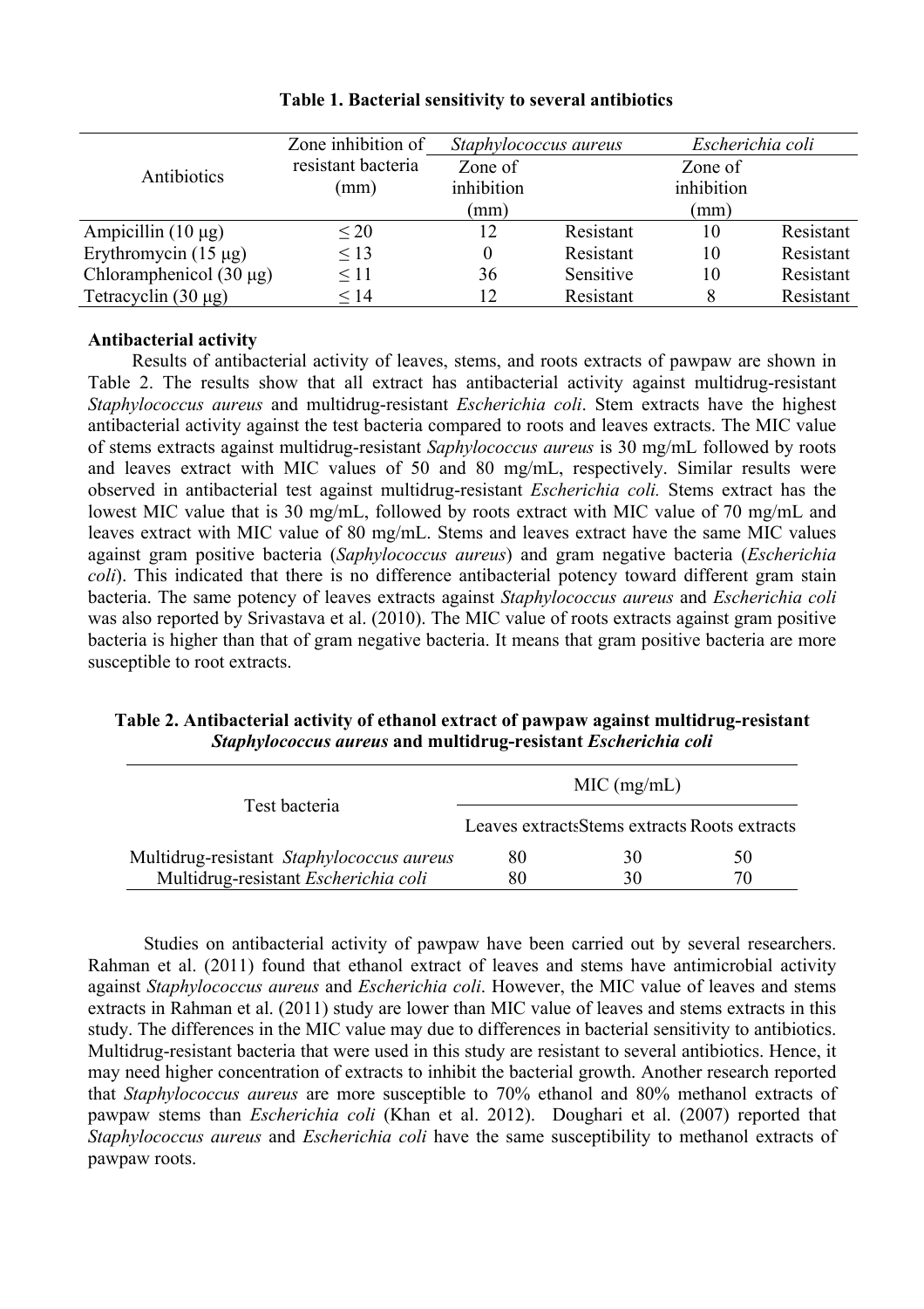**Table 1. Bacterial sensitivity to several antibiotics**

| Antibiotics | Zone inhibition of resistant bacteria (mm) | *Staphylococcus aureus* | | *Escherichia coli* | |
|---|---|---|---|---|---|
| | | Zone of inhibition (mm) | | Zone of inhibition (mm) | |
| Ampicillin (10 μg) | ≤ 20 | 12 | Resistant | 10 | Resistant |
| Erythromycin (15 μg) | ≤ 13 | 0 | Resistant | 10 | Resistant |
| Chloramphenicol (30 μg) | ≤ 11 | 36 | Sensitive | 10 | Resistant |
| Tetracyclin (30 μg) | ≤ 14 | 12 | Resistant | 8 | Resistant |

**Antibacterial activity**

Results of antibacterial activity of leaves, stems, and roots extracts of pawpaw are shown in Table 2. The results show that all extract has antibacterial activity against multidrug-resistant *Staphylococcus aureus* and multidrug-resistant *Escherichia coli*. Stem extracts have the highest antibacterial activity against the test bacteria compared to roots and leaves extracts. The MIC value of stems extracts against multidrug-resistant *Saphylococcus aureus* is 30 mg/mL followed by roots and leaves extract with MIC values of 50 and 80 mg/mL, respectively. Similar results were observed in antibacterial test against multidrug-resistant *Escherichia coli.* Stems extract has the lowest MIC value that is 30 mg/mL, followed by roots extract with MIC value of 70 mg/mL and leaves extract with MIC value of 80 mg/mL. Stems and leaves extract have the same MIC values against gram positive bacteria (*Saphylococcus aureus*) and gram negative bacteria (*Escherichia coli*). This indicated that there is no difference antibacterial potency toward different gram stain bacteria. The same potency of leaves extracts against *Staphylococcus aureus* and *Escherichia coli* was also reported by Srivastava et al. (2010). The MIC value of roots extracts against gram positive bacteria is higher than that of gram negative bacteria. It means that gram positive bacteria are more susceptible to root extracts.

**Table 2. Antibacterial activity of ethanol extract of pawpaw against multidrug-resistant *Staphylococcus aureus* and multidrug-resistant *Escherichia coli***

| Test bacteria | MIC (mg/mL) | | |
|---|---|---|---|
| | Leaves extracts | Stems extracts | Roots extracts |
| Multidrug-resistant *Staphylococcus aureus* | 80 | 30 | 50 |
| Multidrug-resistant *Escherichia coli* | 80 | 30 | 70 |

Studies on antibacterial activity of pawpaw have been carried out by several researchers. Rahman et al. (2011) found that ethanol extract of leaves and stems have antimicrobial activity against *Staphylococcus aureus* and *Escherichia coli*. However, the MIC value of leaves and stems extracts in Rahman et al. (2011) study are lower than MIC value of leaves and stems extracts in this study. The differences in the MIC value may due to differences in bacterial sensitivity to antibiotics. Multidrug-resistant bacteria that were used in this study are resistant to several antibiotics. Hence, it may need higher concentration of extracts to inhibit the bacterial growth. Another research reported that *Staphylococcus aureus* are more susceptible to 70% ethanol and 80% methanol extracts of pawpaw stems than *Escherichia coli* (Khan et al. 2012). Doughari et al. (2007) reported that *Staphylococcus aureus* and *Escherichia coli* have the same susceptibility to methanol extracts of pawpaw roots.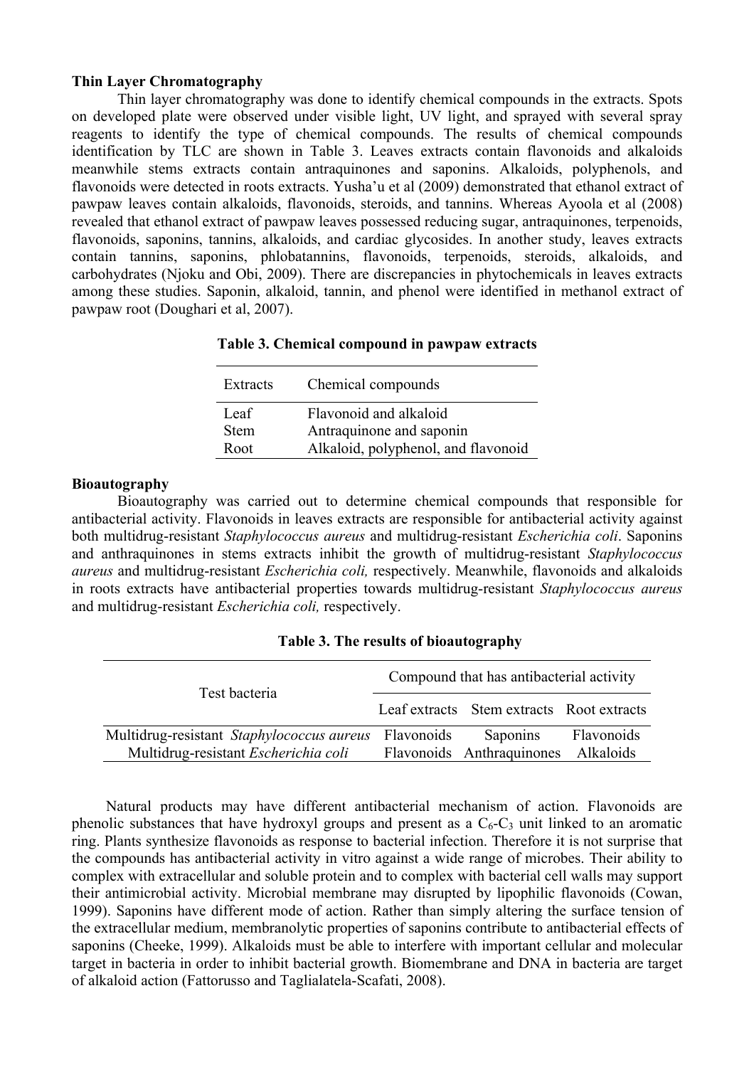**Thin Layer Chromatography**

Thin layer chromatography was done to identify chemical compounds in the extracts. Spots on developed plate were observed under visible light, UV light, and sprayed with several spray reagents to identify the type of chemical compounds. The results of chemical compounds identification by TLC are shown in Table 3. Leaves extracts contain flavonoids and alkaloids meanwhile stems extracts contain antraquinones and saponins. Alkaloids, polyphenols, and flavonoids were detected in roots extracts. Yusha'u et al (2009) demonstrated that ethanol extract of pawpaw leaves contain alkaloids, flavonoids, steroids, and tannins. Whereas Ayoola et al (2008) revealed that ethanol extract of pawpaw leaves possessed reducing sugar, antraquinones, terpenoids, flavonoids, saponins, tannins, alkaloids, and cardiac glycosides. In another study, leaves extracts contain tannins, saponins, phlobatannins, flavonoids, terpenoids, steroids, alkaloids, and carbohydrates (Njoku and Obi, 2009). There are discrepancies in phytochemicals in leaves extracts among these studies. Saponin, alkaloid, tannin, and phenol were identified in methanol extract of pawpaw root (Doughari et al, 2007).

**Table 3. Chemical compound in pawpaw extracts**

| Extracts | Chemical compounds |
|---|---|
| Leaf | Flavonoid and alkaloid |
| Stem | Antraquinone and saponin |
| Root | Alkaloid, polyphenol, and flavonoid |

**Bioautography**

Bioautography was carried out to determine chemical compounds that responsible for antibacterial activity. Flavonoids in leaves extracts are responsible for antibacterial activity against both multidrug-resistant *Staphylococcus aureus* and multidrug-resistant *Escherichia coli*. Saponins and anthraquinones in stems extracts inhibit the growth of multidrug-resistant *Staphylococcus aureus* and multidrug-resistant *Escherichia coli,* respectively. Meanwhile, flavonoids and alkaloids in roots extracts have antibacterial properties towards multidrug-resistant *Staphylococcus aureus* and multidrug-resistant *Escherichia coli,* respectively.

**Table 3. The results of bioautography**

| Test bacteria | Compound that has antibacterial activity | | |
|---|---|---|---|
| | Leaf extracts | Stem extracts | Root extracts |
| Multidrug-resistant *Staphylococcus aureus* | Flavonoids | Saponins | Flavonoids |
| Multidrug-resistant *Escherichia coli* | Flavonoids | Anthraquinones | Alkaloids |

Natural products may have different antibacterial mechanism of action. Flavonoids are phenolic substances that have hydroxyl groups and present as a $C_6$-$C_3$ unit linked to an aromatic ring. Plants synthesize flavonoids as response to bacterial infection. Therefore it is not surprise that the compounds has antibacterial activity in vitro against a wide range of microbes. Their ability to complex with extracellular and soluble protein and to complex with bacterial cell walls may support their antimicrobial activity. Microbial membrane may disrupted by lipophilic flavonoids (Cowan, 1999). Saponins have different mode of action. Rather than simply altering the surface tension of the extracellular medium, membranolytic properties of saponins contribute to antibacterial effects of saponins (Cheeke, 1999). Alkaloids must be able to interfere with important cellular and molecular target in bacteria in order to inhibit bacterial growth. Biomembrane and DNA in bacteria are target of alkaloid action (Fattorusso and Taglialatela-Scafati, 2008).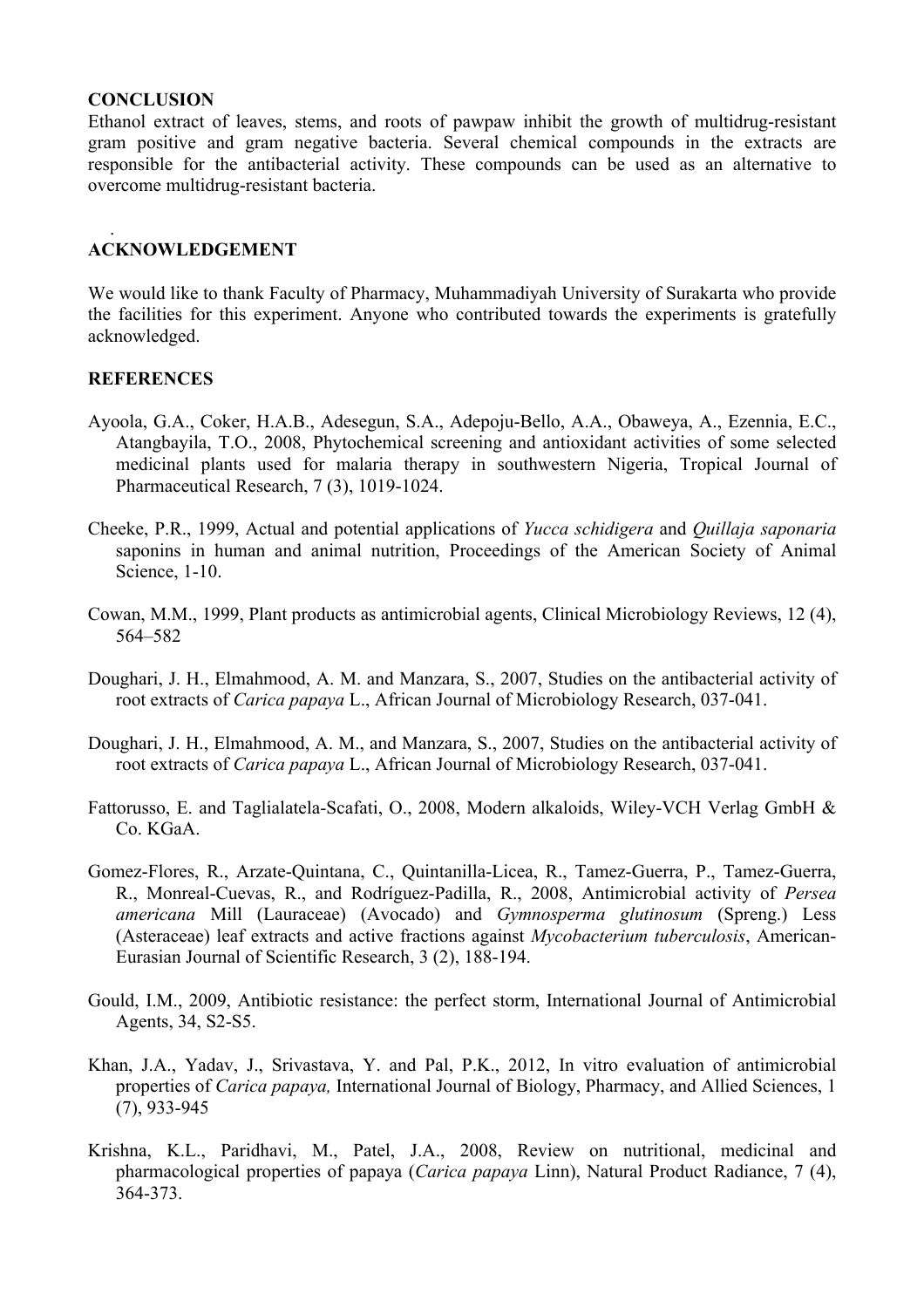## CONCLUSION

Ethanol extract of leaves, stems, and roots of pawpaw inhibit the growth of multidrug-resistant gram positive and gram negative bacteria. Several chemical compounds in the extracts are responsible for the antibacterial activity. These compounds can be used as an alternative to overcome multidrug-resistant bacteria.

.

## ACKNOWLEDGEMENT

We would like to thank Faculty of Pharmacy, Muhammadiyah University of Surakarta who provide the facilities for this experiment. Anyone who contributed towards the experiments is gratefully acknowledged.

## REFERENCES

Ayoola, G.A., Coker, H.A.B., Adesegun, S.A., Adepoju-Bello, A.A., Obaweya, A., Ezennia, E.C., Atangbayila, T.O., 2008, Phytochemical screening and antioxidant activities of some selected medicinal plants used for malaria therapy in southwestern Nigeria, Tropical Journal of Pharmaceutical Research, 7 (3), 1019-1024.

Cheeke, P.R., 1999, Actual and potential applications of *Yucca schidigera* and *Quillaja saponaria* saponins in human and animal nutrition, Proceedings of the American Society of Animal Science, 1-10.

Cowan, M.M., 1999, Plant products as antimicrobial agents, Clinical Microbiology Reviews, 12 (4), 564–582

Doughari, J. H., Elmahmood, A. M. and Manzara, S., 2007, Studies on the antibacterial activity of root extracts of *Carica papaya* L., African Journal of Microbiology Research, 037-041.

Doughari, J. H., Elmahmood, A. M., and Manzara, S., 2007, Studies on the antibacterial activity of root extracts of *Carica papaya* L., African Journal of Microbiology Research, 037-041.

Fattorusso, E. and Taglialatela-Scafati, O., 2008, Modern alkaloids, Wiley-VCH Verlag GmbH & Co. KGaA.

Gomez-Flores, R., Arzate-Quintana, C., Quintanilla-Licea, R., Tamez-Guerra, P., Tamez-Guerra, R., Monreal-Cuevas, R., and Rodríguez-Padilla, R., 2008, Antimicrobial activity of *Persea americana* Mill (Lauraceae) (Avocado) and *Gymnosperma glutinosum* (Spreng.) Less (Asteraceae) leaf extracts and active fractions against *Mycobacterium tuberculosis*, American-Eurasian Journal of Scientific Research, 3 (2), 188-194.

Gould, I.M., 2009, Antibiotic resistance: the perfect storm, International Journal of Antimicrobial Agents, 34, S2-S5.

Khan, J.A., Yadav, J., Srivastava, Y. and Pal, P.K., 2012, In vitro evaluation of antimicrobial properties of *Carica papaya,* International Journal of Biology, Pharmacy, and Allied Sciences, 1 (7), 933-945

Krishna, K.L., Paridhavi, M., Patel, J.A., 2008, Review on nutritional, medicinal and pharmacological properties of papaya (*Carica papaya* Linn), Natural Product Radiance, 7 (4), 364-373.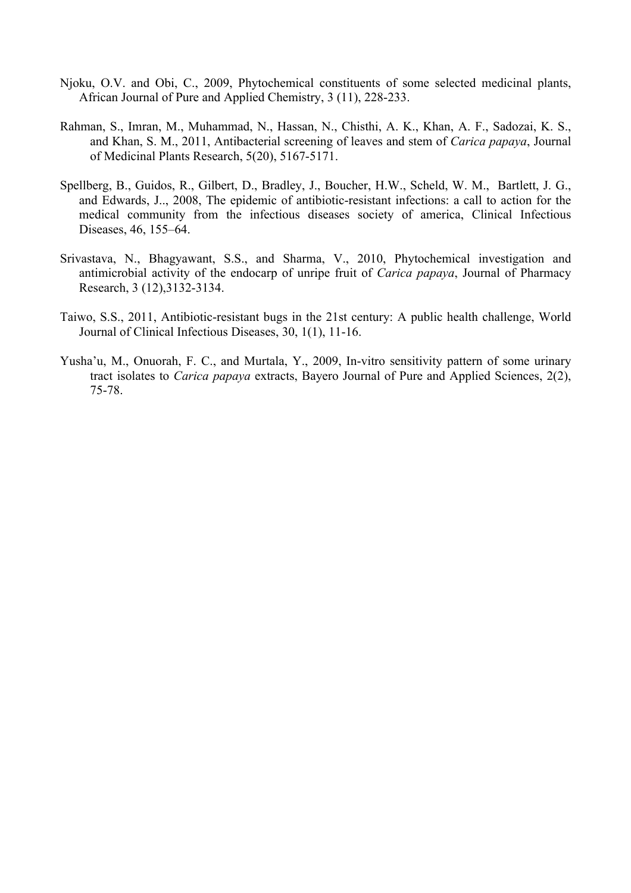Njoku, O.V. and Obi, C., 2009, Phytochemical constituents of some selected medicinal plants, African Journal of Pure and Applied Chemistry, 3 (11), 228-233.

Rahman, S., Imran, M., Muhammad, N., Hassan, N., Chisthi, A. K., Khan, A. F., Sadozai, K. S., and Khan, S. M., 2011, Antibacterial screening of leaves and stem of *Carica papaya*, Journal of Medicinal Plants Research, 5(20), 5167-5171.

Spellberg, B., Guidos, R., Gilbert, D., Bradley, J., Boucher, H.W., Scheld, W. M., Bartlett, J. G., and Edwards, J.., 2008, The epidemic of antibiotic-resistant infections: a call to action for the medical community from the infectious diseases society of america, Clinical Infectious Diseases, 46, 155–64.

Srivastava, N., Bhagyawant, S.S., and Sharma, V., 2010, Phytochemical investigation and antimicrobial activity of the endocarp of unripe fruit of *Carica papaya*, Journal of Pharmacy Research, 3 (12),3132-3134.

Taiwo, S.S., 2011, Antibiotic-resistant bugs in the 21st century: A public health challenge, World Journal of Clinical Infectious Diseases, 30, 1(1), 11-16.

Yusha'u, M., Onuorah, F. C., and Murtala, Y., 2009, In-vitro sensitivity pattern of some urinary tract isolates to *Carica papaya* extracts, Bayero Journal of Pure and Applied Sciences, 2(2), 75-78.